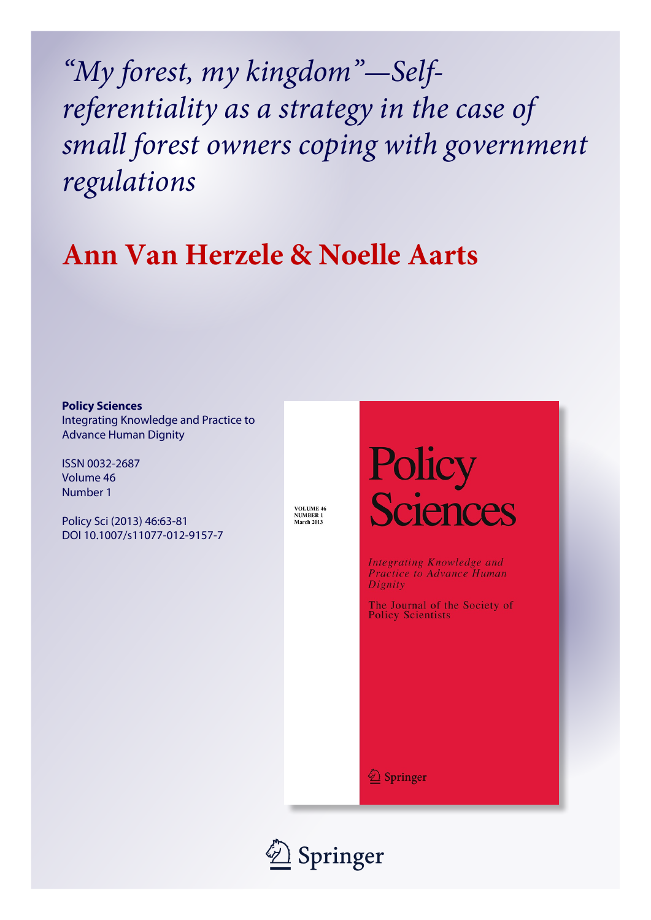# "My forest, my kingdom"—Self-referentiality as a strategy in the case of small forest owners coping with government regulations

## Ann Van Herzele & Noelle Aarts

**Policy Sciences**
Integrating Knowledge and Practice to Advance Human Dignity

ISSN 0032-2687
Volume 46
Number 1

Policy Sci (2013) 46:63-81
DOI 10.1007/s11077-012-9157-7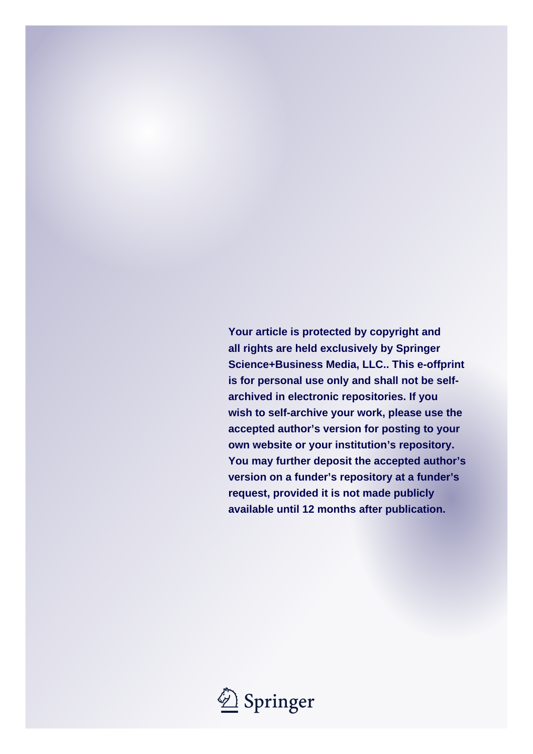**Your article is protected by copyright and all rights are held exclusively by Springer Science+Business Media, LLC.. This e-offprint is for personal use only and shall not be self-archived in electronic repositories. If you wish to self-archive your work, please use the accepted author's version for posting to your own website or your institution's repository. You may further deposit the accepted author's version on a funder's repository at a funder's request, provided it is not made publicly available until 12 months after publication.**

Springer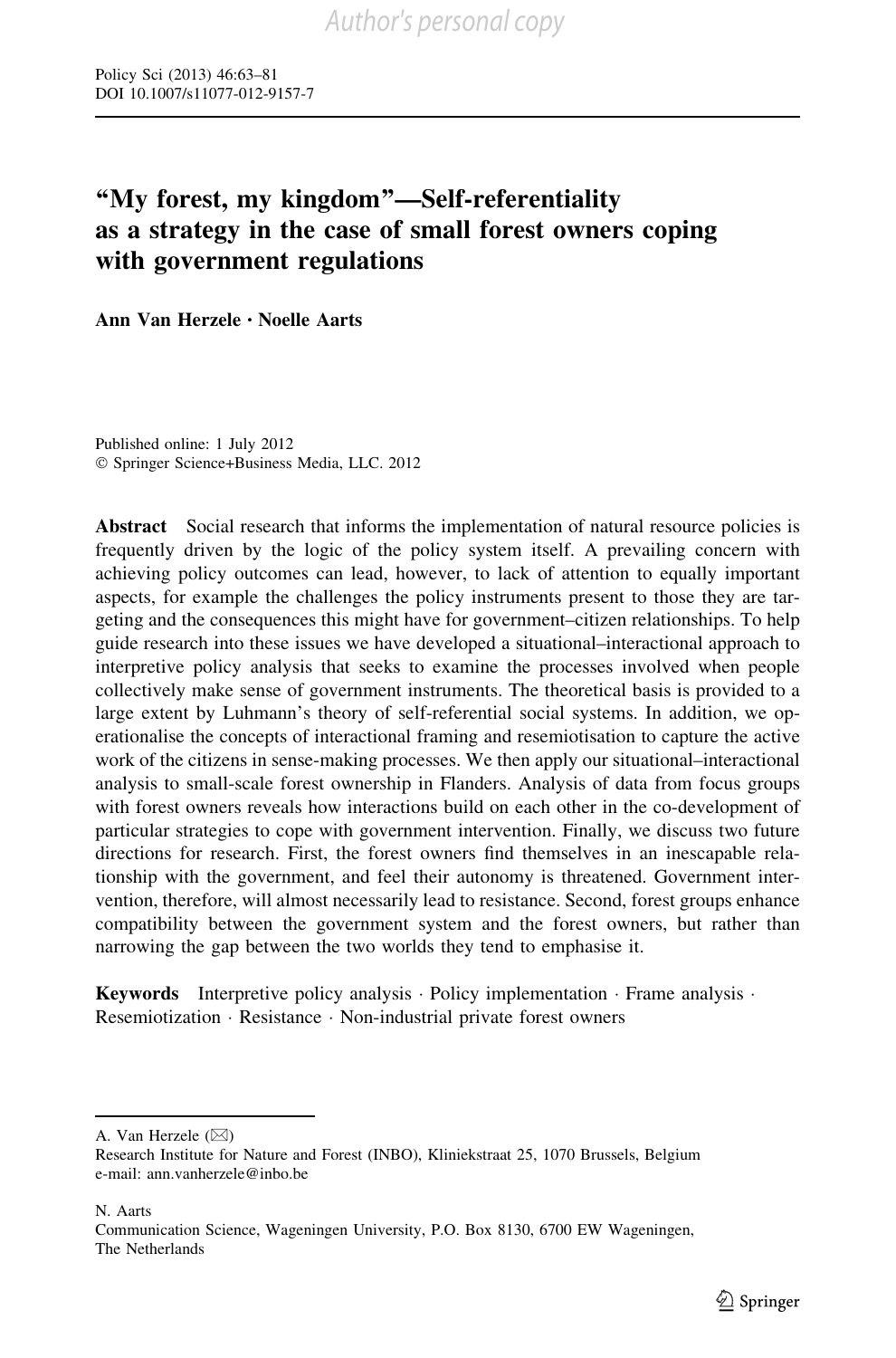# "My forest, my kingdom"—Self-referentiality as a strategy in the case of small forest owners coping with government regulations

**Ann Van Herzele · Noelle Aarts**

Published online: 1 July 2012
© Springer Science+Business Media, LLC. 2012

**Abstract** Social research that informs the implementation of natural resource policies is frequently driven by the logic of the policy system itself. A prevailing concern with achieving policy outcomes can lead, however, to lack of attention to equally important aspects, for example the challenges the policy instruments present to those they are targeting and the consequences this might have for government–citizen relationships. To help guide research into these issues we have developed a situational–interactional approach to interpretive policy analysis that seeks to examine the processes involved when people collectively make sense of government instruments. The theoretical basis is provided to a large extent by Luhmann's theory of self-referential social systems. In addition, we operationalise the concepts of interactional framing and resemiotisation to capture the active work of the citizens in sense-making processes. We then apply our situational–interactional analysis to small-scale forest ownership in Flanders. Analysis of data from focus groups with forest owners reveals how interactions build on each other in the co-development of particular strategies to cope with government intervention. Finally, we discuss two future directions for research. First, the forest owners find themselves in an inescapable relationship with the government, and feel their autonomy is threatened. Government intervention, therefore, will almost necessarily lead to resistance. Second, forest groups enhance compatibility between the government system and the forest owners, but rather than narrowing the gap between the two worlds they tend to emphasise it.

**Keywords** Interpretive policy analysis · Policy implementation · Frame analysis · Resemiotization · Resistance · Non-industrial private forest owners

---

A. Van Herzele (✉)
Research Institute for Nature and Forest (INBO), Kliniekstraat 25, 1070 Brussels, Belgium
e-mail: ann.vanherzele@inbo.be

N. Aarts
Communication Science, Wageningen University, P.O. Box 8130, 6700 EW Wageningen, The Netherlands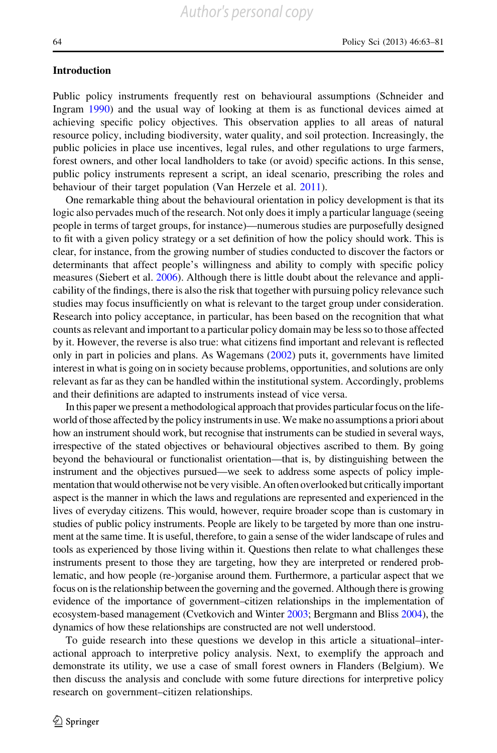## Introduction

Public policy instruments frequently rest on behavioural assumptions (Schneider and Ingram 1990) and the usual way of looking at them is as functional devices aimed at achieving specific policy objectives. This observation applies to all areas of natural resource policy, including biodiversity, water quality, and soil protection. Increasingly, the public policies in place use incentives, legal rules, and other regulations to urge farmers, forest owners, and other local landholders to take (or avoid) specific actions. In this sense, public policy instruments represent a script, an ideal scenario, prescribing the roles and behaviour of their target population (Van Herzele et al. 2011).

One remarkable thing about the behavioural orientation in policy development is that its logic also pervades much of the research. Not only does it imply a particular language (seeing people in terms of target groups, for instance)—numerous studies are purposefully designed to fit with a given policy strategy or a set definition of how the policy should work. This is clear, for instance, from the growing number of studies conducted to discover the factors or determinants that affect people's willingness and ability to comply with specific policy measures (Siebert et al. 2006). Although there is little doubt about the relevance and applicability of the findings, there is also the risk that together with pursuing policy relevance such studies may focus insufficiently on what is relevant to the target group under consideration. Research into policy acceptance, in particular, has been based on the recognition that what counts as relevant and important to a particular policy domain may be less so to those affected by it. However, the reverse is also true: what citizens find important and relevant is reflected only in part in policies and plans. As Wagemans (2002) puts it, governments have limited interest in what is going on in society because problems, opportunities, and solutions are only relevant as far as they can be handled within the institutional system. Accordingly, problems and their definitions are adapted to instruments instead of vice versa.

In this paper we present a methodological approach that provides particular focus on the life-world of those affected by the policy instruments in use. We make no assumptions a priori about how an instrument should work, but recognise that instruments can be studied in several ways, irrespective of the stated objectives or behavioural objectives ascribed to them. By going beyond the behavioural or functionalist orientation—that is, by distinguishing between the instrument and the objectives pursued—we seek to address some aspects of policy implementation that would otherwise not be very visible. An often overlooked but critically important aspect is the manner in which the laws and regulations are represented and experienced in the lives of everyday citizens. This would, however, require broader scope than is customary in studies of public policy instruments. People are likely to be targeted by more than one instrument at the same time. It is useful, therefore, to gain a sense of the wider landscape of rules and tools as experienced by those living within it. Questions then relate to what challenges these instruments present to those they are targeting, how they are interpreted or rendered problematic, and how people (re-)organise around them. Furthermore, a particular aspect that we focus on is the relationship between the governing and the governed. Although there is growing evidence of the importance of government–citizen relationships in the implementation of ecosystem-based management (Cvetkovich and Winter 2003; Bergmann and Bliss 2004), the dynamics of how these relationships are constructed are not well understood.

To guide research into these questions we develop in this article a situational–interactional approach to interpretive policy analysis. Next, to exemplify the approach and demonstrate its utility, we use a case of small forest owners in Flanders (Belgium). We then discuss the analysis and conclude with some future directions for interpretive policy research on government–citizen relationships.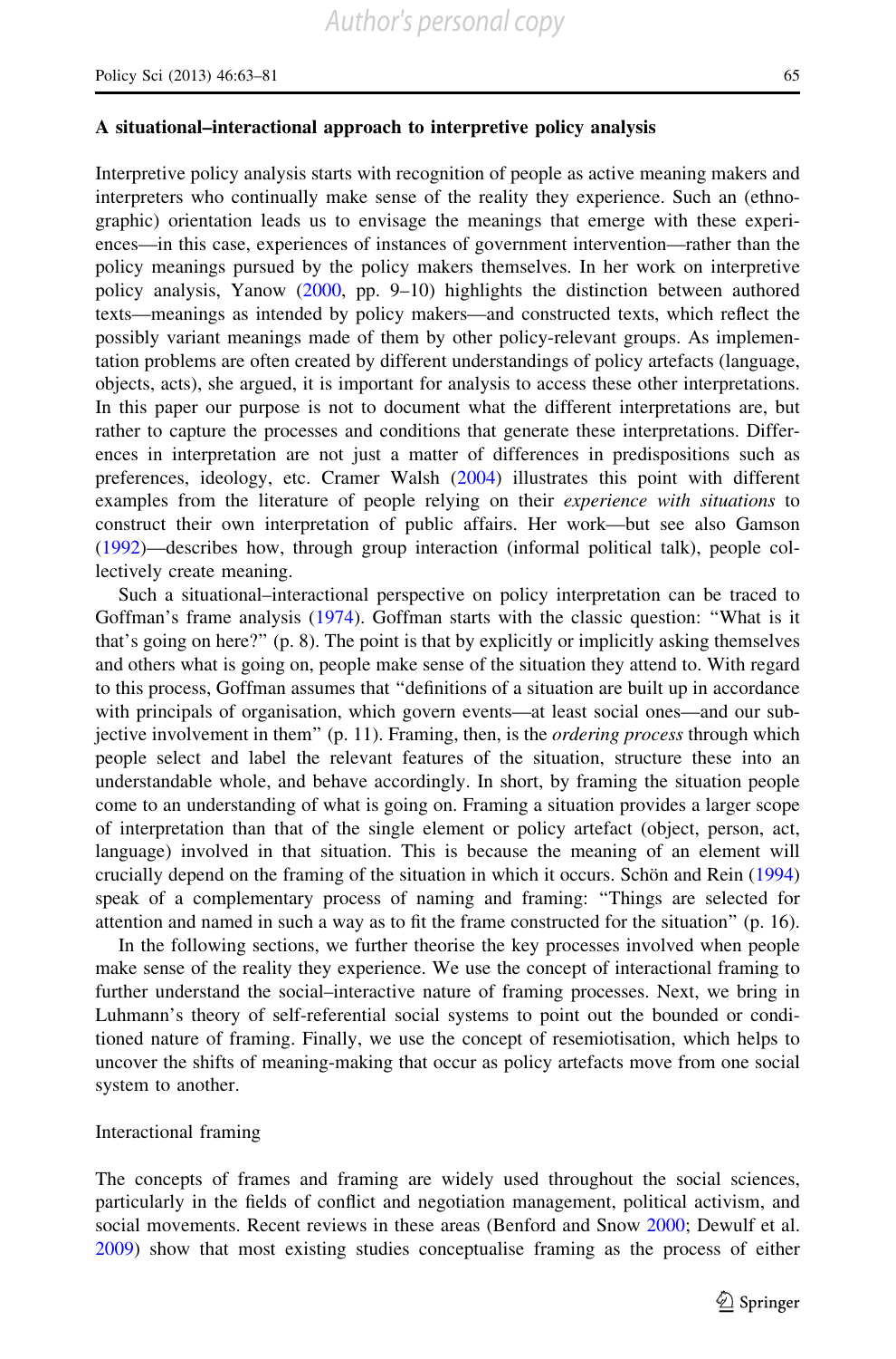## A situational–interactional approach to interpretive policy analysis

Interpretive policy analysis starts with recognition of people as active meaning makers and interpreters who continually make sense of the reality they experience. Such an (ethnographic) orientation leads us to envisage the meanings that emerge with these experiences—in this case, experiences of instances of government intervention—rather than the policy meanings pursued by the policy makers themselves. In her work on interpretive policy analysis, Yanow (2000, pp. 9–10) highlights the distinction between authored texts—meanings as intended by policy makers—and constructed texts, which reflect the possibly variant meanings made of them by other policy-relevant groups. As implementation problems are often created by different understandings of policy artefacts (language, objects, acts), she argued, it is important for analysis to access these other interpretations. In this paper our purpose is not to document what the different interpretations are, but rather to capture the processes and conditions that generate these interpretations. Differences in interpretation are not just a matter of differences in predispositions such as preferences, ideology, etc. Cramer Walsh (2004) illustrates this point with different examples from the literature of people relying on their *experience with situations* to construct their own interpretation of public affairs. Her work—but see also Gamson (1992)—describes how, through group interaction (informal political talk), people collectively create meaning.

Such a situational–interactional perspective on policy interpretation can be traced to Goffman's frame analysis (1974). Goffman starts with the classic question: "What is it that's going on here?" (p. 8). The point is that by explicitly or implicitly asking themselves and others what is going on, people make sense of the situation they attend to. With regard to this process, Goffman assumes that "definitions of a situation are built up in accordance with principals of organisation, which govern events—at least social ones—and our subjective involvement in them" (p. 11). Framing, then, is the *ordering process* through which people select and label the relevant features of the situation, structure these into an understandable whole, and behave accordingly. In short, by framing the situation people come to an understanding of what is going on. Framing a situation provides a larger scope of interpretation than that of the single element or policy artefact (object, person, act, language) involved in that situation. This is because the meaning of an element will crucially depend on the framing of the situation in which it occurs. Schön and Rein (1994) speak of a complementary process of naming and framing: "Things are selected for attention and named in such a way as to fit the frame constructed for the situation" (p. 16).

In the following sections, we further theorise the key processes involved when people make sense of the reality they experience. We use the concept of interactional framing to further understand the social–interactive nature of framing processes. Next, we bring in Luhmann's theory of self-referential social systems to point out the bounded or conditioned nature of framing. Finally, we use the concept of resemiotisation, which helps to uncover the shifts of meaning-making that occur as policy artefacts move from one social system to another.

### Interactional framing

The concepts of frames and framing are widely used throughout the social sciences, particularly in the fields of conflict and negotiation management, political activism, and social movements. Recent reviews in these areas (Benford and Snow 2000; Dewulf et al. 2009) show that most existing studies conceptualise framing as the process of either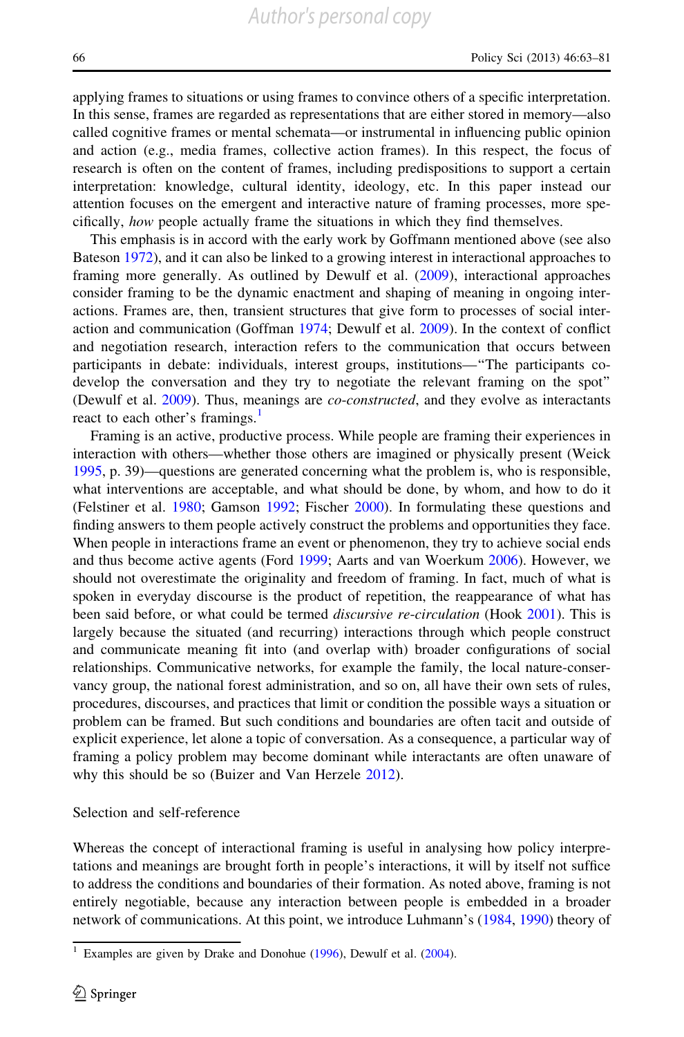applying frames to situations or using frames to convince others of a specific interpretation. In this sense, frames are regarded as representations that are either stored in memory—also called cognitive frames or mental schemata—or instrumental in influencing public opinion and action (e.g., media frames, collective action frames). In this respect, the focus of research is often on the content of frames, including predispositions to support a certain interpretation: knowledge, cultural identity, ideology, etc. In this paper instead our attention focuses on the emergent and interactive nature of framing processes, more specifically, *how* people actually frame the situations in which they find themselves.

This emphasis is in accord with the early work by Goffmann mentioned above (see also Bateson 1972), and it can also be linked to a growing interest in interactional approaches to framing more generally. As outlined by Dewulf et al. (2009), interactional approaches consider framing to be the dynamic enactment and shaping of meaning in ongoing interactions. Frames are, then, transient structures that give form to processes of social interaction and communication (Goffman 1974; Dewulf et al. 2009). In the context of conflict and negotiation research, interaction refers to the communication that occurs between participants in debate: individuals, interest groups, institutions—"The participants co-develop the conversation and they try to negotiate the relevant framing on the spot" (Dewulf et al. 2009). Thus, meanings are *co-constructed*, and they evolve as interactants react to each other's framings.[1]

Framing is an active, productive process. While people are framing their experiences in interaction with others—whether those others are imagined or physically present (Weick 1995, p. 39)—questions are generated concerning what the problem is, who is responsible, what interventions are acceptable, and what should be done, by whom, and how to do it (Felstiner et al. 1980; Gamson 1992; Fischer 2000). In formulating these questions and finding answers to them people actively construct the problems and opportunities they face. When people in interactions frame an event or phenomenon, they try to achieve social ends and thus become active agents (Ford 1999; Aarts and van Woerkum 2006). However, we should not overestimate the originality and freedom of framing. In fact, much of what is spoken in everyday discourse is the product of repetition, the reappearance of what has been said before, or what could be termed *discursive re-circulation* (Hook 2001). This is largely because the situated (and recurring) interactions through which people construct and communicate meaning fit into (and overlap with) broader configurations of social relationships. Communicative networks, for example the family, the local nature-conservancy group, the national forest administration, and so on, all have their own sets of rules, procedures, discourses, and practices that limit or condition the possible ways a situation or problem can be framed. But such conditions and boundaries are often tacit and outside of explicit experience, let alone a topic of conversation. As a consequence, a particular way of framing a policy problem may become dominant while interactants are often unaware of why this should be so (Buizer and Van Herzele 2012).

## Selection and self-reference

Whereas the concept of interactional framing is useful in analysing how policy interpretations and meanings are brought forth in people's interactions, it will by itself not suffice to address the conditions and boundaries of their formation. As noted above, framing is not entirely negotiable, because any interaction between people is embedded in a broader network of communications. At this point, we introduce Luhmann's (1984, 1990) theory of

[1] Examples are given by Drake and Donohue (1996), Dewulf et al. (2004).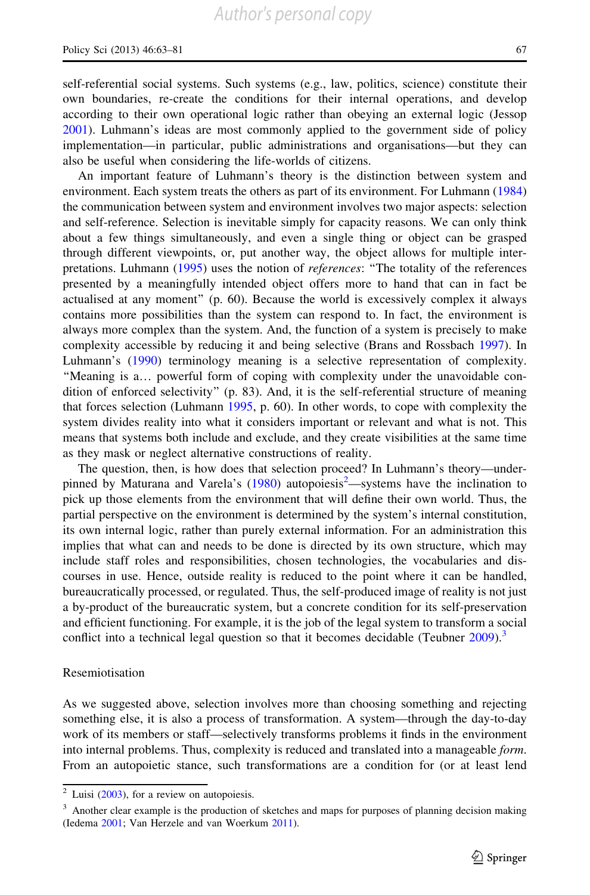self-referential social systems. Such systems (e.g., law, politics, science) constitute their own boundaries, re-create the conditions for their internal operations, and develop according to their own operational logic rather than obeying an external logic (Jessop 2001). Luhmann's ideas are most commonly applied to the government side of policy implementation—in particular, public administrations and organisations—but they can also be useful when considering the life-worlds of citizens.

An important feature of Luhmann's theory is the distinction between system and environment. Each system treats the others as part of its environment. For Luhmann (1984) the communication between system and environment involves two major aspects: selection and self-reference. Selection is inevitable simply for capacity reasons. We can only think about a few things simultaneously, and even a single thing or object can be grasped through different viewpoints, or, put another way, the object allows for multiple interpretations. Luhmann (1995) uses the notion of *references*: "The totality of the references presented by a meaningfully intended object offers more to hand that can in fact be actualised at any moment" (p. 60). Because the world is excessively complex it always contains more possibilities than the system can respond to. In fact, the environment is always more complex than the system. And, the function of a system is precisely to make complexity accessible by reducing it and being selective (Brans and Rossbach 1997). In Luhmann's (1990) terminology meaning is a selective representation of complexity. "Meaning is a… powerful form of coping with complexity under the unavoidable condition of enforced selectivity" (p. 83). And, it is the self-referential structure of meaning that forces selection (Luhmann 1995, p. 60). In other words, to cope with complexity the system divides reality into what it considers important or relevant and what is not. This means that systems both include and exclude, and they create visibilities at the same time as they mask or neglect alternative constructions of reality.

The question, then, is how does that selection proceed? In Luhmann's theory—underpinned by Maturana and Varela's (1980) autopoiesis[2]—systems have the inclination to pick up those elements from the environment that will define their own world. Thus, the partial perspective on the environment is determined by the system's internal constitution, its own internal logic, rather than purely external information. For an administration this implies that what can and needs to be done is directed by its own structure, which may include staff roles and responsibilities, chosen technologies, the vocabularies and discourses in use. Hence, outside reality is reduced to the point where it can be handled, bureaucratically processed, or regulated. Thus, the self-produced image of reality is not just a by-product of the bureaucratic system, but a concrete condition for its self-preservation and efficient functioning. For example, it is the job of the legal system to transform a social conflict into a technical legal question so that it becomes decidable (Teubner 2009).[3]

## Resemiotisation

As we suggested above, selection involves more than choosing something and rejecting something else, it is also a process of transformation. A system—through the day-to-day work of its members or staff—selectively transforms problems it finds in the environment into internal problems. Thus, complexity is reduced and translated into a manageable *form*. From an autopoietic stance, such transformations are a condition for (or at least lend

---

[2] Luisi (2003), for a review on autopoiesis.

[3] Another clear example is the production of sketches and maps for purposes of planning decision making (Iedema 2001; Van Herzele and van Woerkum 2011).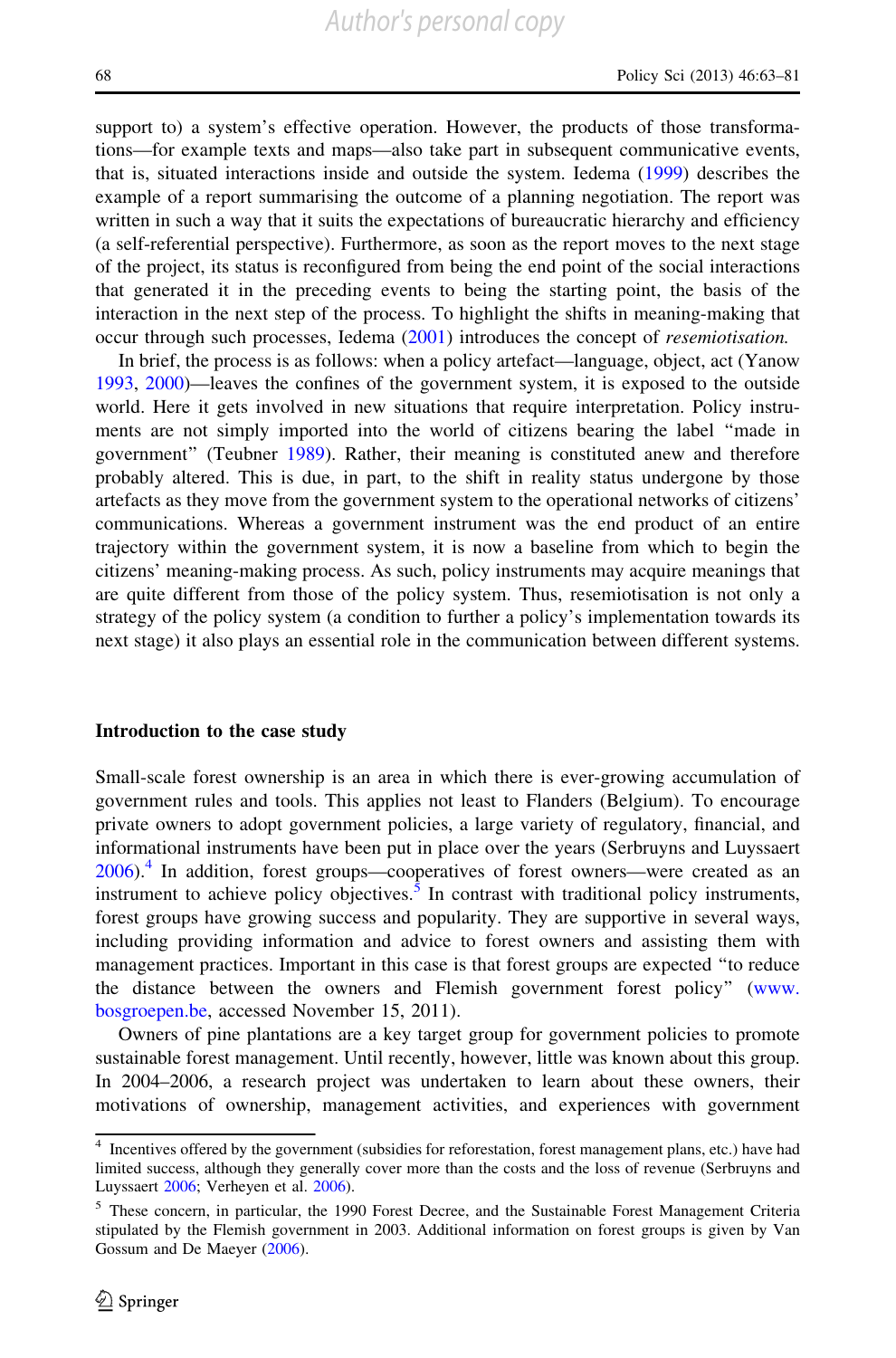support to) a system's effective operation. However, the products of those transformations—for example texts and maps—also take part in subsequent communicative events, that is, situated interactions inside and outside the system. Iedema (1999) describes the example of a report summarising the outcome of a planning negotiation. The report was written in such a way that it suits the expectations of bureaucratic hierarchy and efficiency (a self-referential perspective). Furthermore, as soon as the report moves to the next stage of the project, its status is reconfigured from being the end point of the social interactions that generated it in the preceding events to being the starting point, the basis of the interaction in the next step of the process. To highlight the shifts in meaning-making that occur through such processes, Iedema (2001) introduces the concept of *resemiotisation.*

In brief, the process is as follows: when a policy artefact—language, object, act (Yanow 1993, 2000)—leaves the confines of the government system, it is exposed to the outside world. Here it gets involved in new situations that require interpretation. Policy instruments are not simply imported into the world of citizens bearing the label "made in government" (Teubner 1989). Rather, their meaning is constituted anew and therefore probably altered. This is due, in part, to the shift in reality status undergone by those artefacts as they move from the government system to the operational networks of citizens' communications. Whereas a government instrument was the end product of an entire trajectory within the government system, it is now a baseline from which to begin the citizens' meaning-making process. As such, policy instruments may acquire meanings that are quite different from those of the policy system. Thus, resemiotisation is not only a strategy of the policy system (a condition to further a policy's implementation towards its next stage) it also plays an essential role in the communication between different systems.

## Introduction to the case study

Small-scale forest ownership is an area in which there is ever-growing accumulation of government rules and tools. This applies not least to Flanders (Belgium). To encourage private owners to adopt government policies, a large variety of regulatory, financial, and informational instruments have been put in place over the years (Serbruyns and Luyssaert 2006).[4] In addition, forest groups—cooperatives of forest owners—were created as an instrument to achieve policy objectives.[5] In contrast with traditional policy instruments, forest groups have growing success and popularity. They are supportive in several ways, including providing information and advice to forest owners and assisting them with management practices. Important in this case is that forest groups are expected "to reduce the distance between the owners and Flemish government forest policy" (www.bosgroepen.be, accessed November 15, 2011).

Owners of pine plantations are a key target group for government policies to promote sustainable forest management. Until recently, however, little was known about this group. In 2004–2006, a research project was undertaken to learn about these owners, their motivations of ownership, management activities, and experiences with government

[4] Incentives offered by the government (subsidies for reforestation, forest management plans, etc.) have had limited success, although they generally cover more than the costs and the loss of revenue (Serbruyns and Luyssaert 2006; Verheyen et al. 2006).

[5] These concern, in particular, the 1990 Forest Decree, and the Sustainable Forest Management Criteria stipulated by the Flemish government in 2003. Additional information on forest groups is given by Van Gossum and De Maeyer (2006).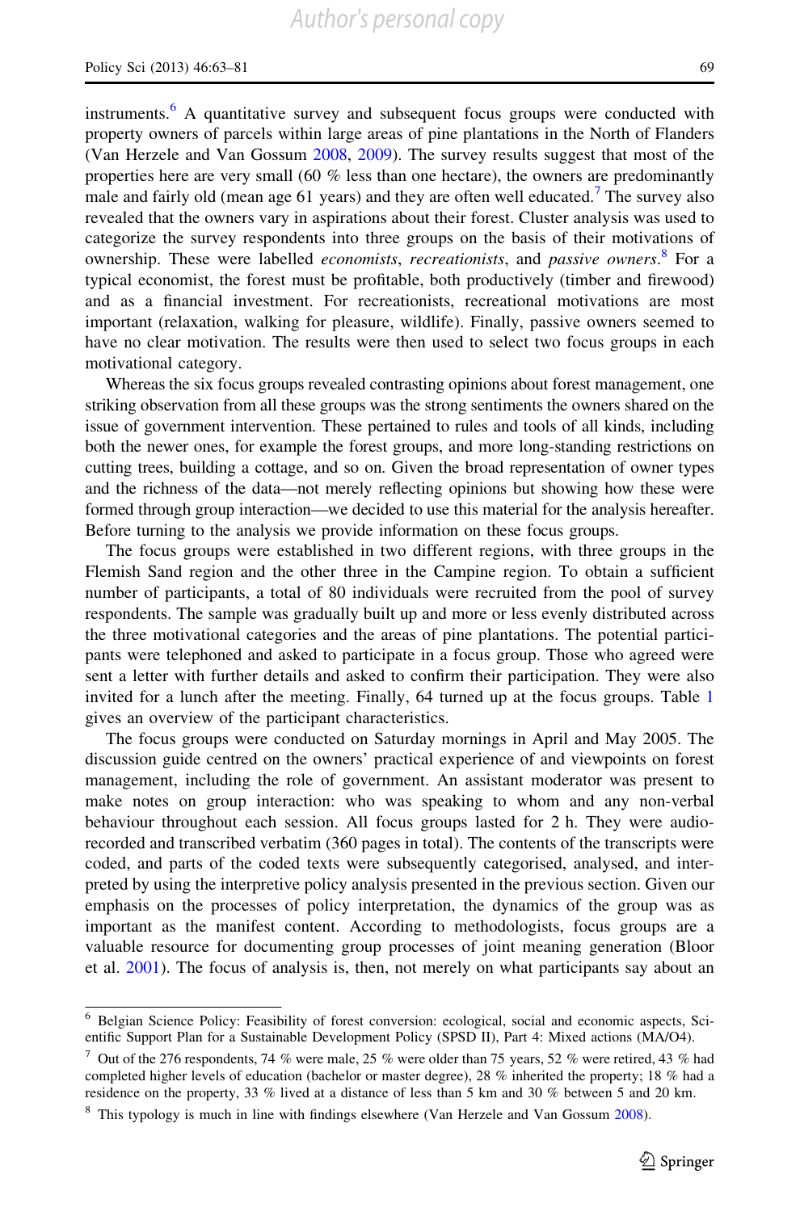instruments.[6] A quantitative survey and subsequent focus groups were conducted with property owners of parcels within large areas of pine plantations in the North of Flanders (Van Herzele and Van Gossum 2008, 2009). The survey results suggest that most of the properties here are very small (60 % less than one hectare), the owners are predominantly male and fairly old (mean age 61 years) and they are often well educated.[7] The survey also revealed that the owners vary in aspirations about their forest. Cluster analysis was used to categorize the survey respondents into three groups on the basis of their motivations of ownership. These were labelled *economists*, *recreationists*, and *passive owners*.[8] For a typical economist, the forest must be profitable, both productively (timber and firewood) and as a financial investment. For recreationists, recreational motivations are most important (relaxation, walking for pleasure, wildlife). Finally, passive owners seemed to have no clear motivation. The results were then used to select two focus groups in each motivational category.

Whereas the six focus groups revealed contrasting opinions about forest management, one striking observation from all these groups was the strong sentiments the owners shared on the issue of government intervention. These pertained to rules and tools of all kinds, including both the newer ones, for example the forest groups, and more long-standing restrictions on cutting trees, building a cottage, and so on. Given the broad representation of owner types and the richness of the data—not merely reflecting opinions but showing how these were formed through group interaction—we decided to use this material for the analysis hereafter. Before turning to the analysis we provide information on these focus groups.

The focus groups were established in two different regions, with three groups in the Flemish Sand region and the other three in the Campine region. To obtain a sufficient number of participants, a total of 80 individuals were recruited from the pool of survey respondents. The sample was gradually built up and more or less evenly distributed across the three motivational categories and the areas of pine plantations. The potential participants were telephoned and asked to participate in a focus group. Those who agreed were sent a letter with further details and asked to confirm their participation. They were also invited for a lunch after the meeting. Finally, 64 turned up at the focus groups. Table 1 gives an overview of the participant characteristics.

The focus groups were conducted on Saturday mornings in April and May 2005. The discussion guide centred on the owners' practical experience of and viewpoints on forest management, including the role of government. An assistant moderator was present to make notes on group interaction: who was speaking to whom and any non-verbal behaviour throughout each session. All focus groups lasted for 2 h. They were audio-recorded and transcribed verbatim (360 pages in total). The contents of the transcripts were coded, and parts of the coded texts were subsequently categorised, analysed, and interpreted by using the interpretive policy analysis presented in the previous section. Given our emphasis on the processes of policy interpretation, the dynamics of the group was as important as the manifest content. According to methodologists, focus groups are a valuable resource for documenting group processes of joint meaning generation (Bloor et al. 2001). The focus of analysis is, then, not merely on what participants say about an

---

[6] Belgian Science Policy: Feasibility of forest conversion: ecological, social and economic aspects, Scientific Support Plan for a Sustainable Development Policy (SPSD II), Part 4: Mixed actions (MA/O4).

[7] Out of the 276 respondents, 74 % were male, 25 % were older than 75 years, 52 % were retired, 43 % had completed higher levels of education (bachelor or master degree), 28 % inherited the property; 18 % had a residence on the property, 33 % lived at a distance of less than 5 km and 30 % between 5 and 20 km.

[8] This typology is much in line with findings elsewhere (Van Herzele and Van Gossum 2008).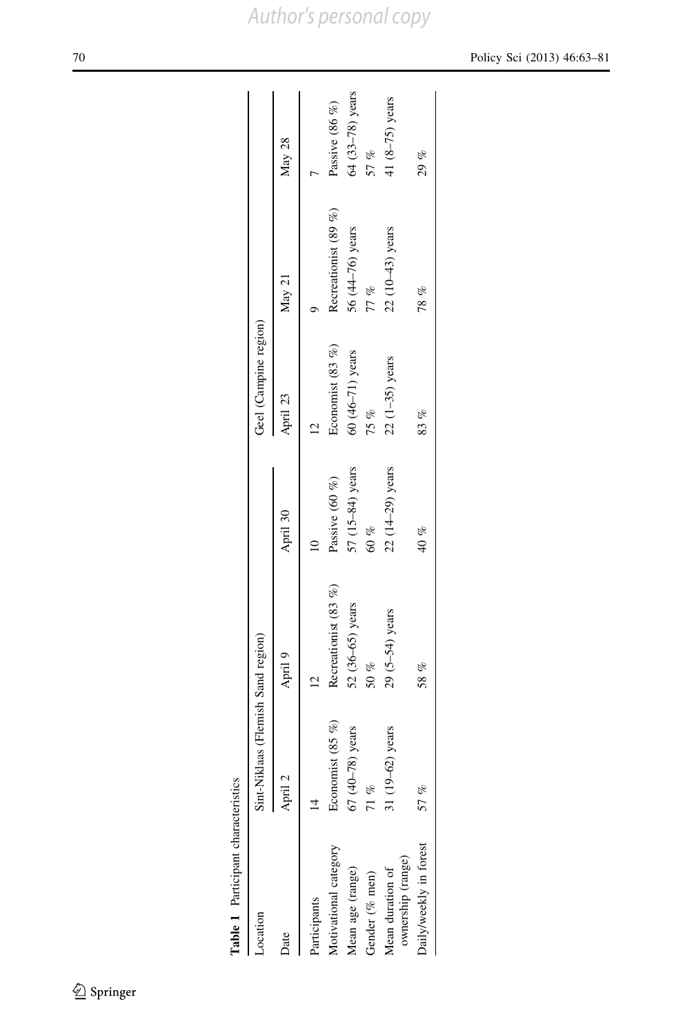**Table 1** Participant characteristics

| Location | Sint-Niklaas (Flemish Sand region) | | | Geel (Campine region) | | |
|---|---|---|---|---|---|---|
| Date | April 2 | April 9 | April 30 | April 23 | May 21 | May 28 |
| Participants | 14 | 12 | 10 | 12 | 9 | 7 |
| Motivational category | Economist (85 %) | Recreationist (83 %) | Passive (60 %) | Economist (83 %) | Recreationist (89 %) | Passive (86 %) |
| Mean age (range) | 67 (40–78) years | 52 (36–65) years | 57 (15–84) years | 60 (46–71) years | 56 (44–76) years | 64 (33–78) years |
| Gender (% men) | 71 % | 50 % | 60 % | 75 % | 77 % | 57 % |
| Mean duration of ownership (range) | 31 (19–62) years | 29 (5–54) years | 22 (14–29) years | 22 (1–35) years | 22 (10–43) years | 41 (8–75) years |
| Daily/weekly in forest | 57 % | 58 % | 40 % | 83 % | 78 % | 29 % |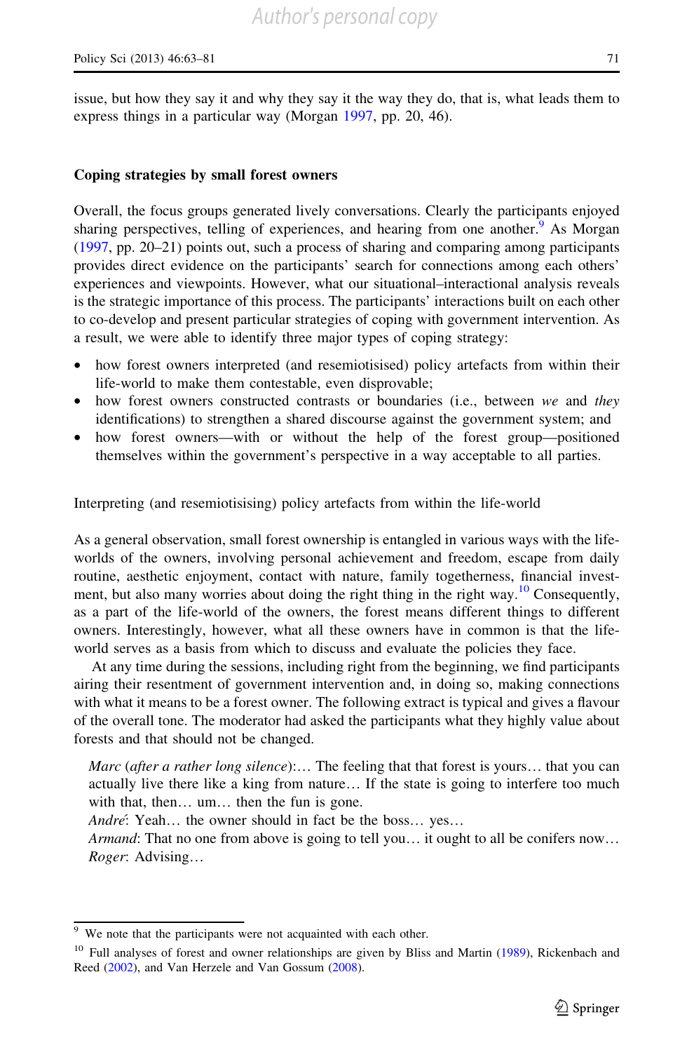issue, but how they say it and why they say it the way they do, that is, what leads them to express things in a particular way (Morgan 1997, pp. 20, 46).

## Coping strategies by small forest owners

Overall, the focus groups generated lively conversations. Clearly the participants enjoyed sharing perspectives, telling of experiences, and hearing from one another.[9] As Morgan (1997, pp. 20–21) points out, such a process of sharing and comparing among participants provides direct evidence on the participants' search for connections among each others' experiences and viewpoints. However, what our situational–interactional analysis reveals is the strategic importance of this process. The participants' interactions built on each other to co-develop and present particular strategies of coping with government intervention. As a result, we were able to identify three major types of coping strategy:

- how forest owners interpreted (and resemiotisised) policy artefacts from within their life-world to make them contestable, even disprovable;
- how forest owners constructed contrasts or boundaries (i.e., between *we* and *they* identifications) to strengthen a shared discourse against the government system; and
- how forest owners—with or without the help of the forest group—positioned themselves within the government's perspective in a way acceptable to all parties.

### Interpreting (and resemiotisising) policy artefacts from within the life-world

As a general observation, small forest ownership is entangled in various ways with the life-worlds of the owners, involving personal achievement and freedom, escape from daily routine, aesthetic enjoyment, contact with nature, family togetherness, financial investment, but also many worries about doing the right thing in the right way.[10] Consequently, as a part of the life-world of the owners, the forest means different things to different owners. Interestingly, however, what all these owners have in common is that the life-world serves as a basis from which to discuss and evaluate the policies they face.

At any time during the sessions, including right from the beginning, we find participants airing their resentment of government intervention and, in doing so, making connections with what it means to be a forest owner. The following extract is typical and gives a flavour of the overall tone. The moderator had asked the participants what they highly value about forests and that should not be changed.

> *Marc* (*after a rather long silence*):… The feeling that that forest is yours… that you can actually live there like a king from nature… If the state is going to interfere too much with that, then… um… then the fun is gone.
> *André*: Yeah… the owner should in fact be the boss… yes…
> *Armand*: That no one from above is going to tell you… it ought to all be conifers now…
> *Roger*: Advising…

---

[9] We note that the participants were not acquainted with each other.

[10] Full analyses of forest and owner relationships are given by Bliss and Martin (1989), Rickenbach and Reed (2002), and Van Herzele and Van Gossum (2008).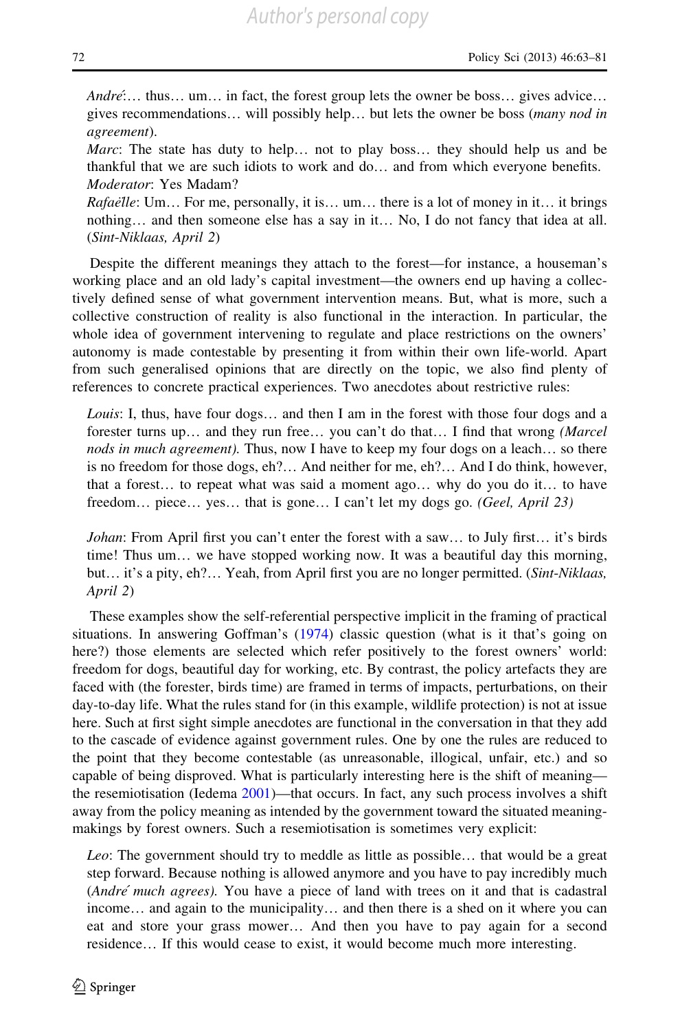*André*:… thus… um… in fact, the forest group lets the owner be boss… gives advice… gives recommendations… will possibly help… but lets the owner be boss (*many nod in agreement*).

*Marc*: The state has duty to help… not to play boss… they should help us and be thankful that we are such idiots to work and do… and from which everyone benefits.

*Moderator*: Yes Madam?

*Rafaëlle*: Um… For me, personally, it is… um… there is a lot of money in it… it brings nothing… and then someone else has a say in it… No, I do not fancy that idea at all. (*Sint-Niklaas, April 2*)

Despite the different meanings they attach to the forest—for instance, a houseman's working place and an old lady's capital investment—the owners end up having a collectively defined sense of what government intervention means. But, what is more, such a collective construction of reality is also functional in the interaction. In particular, the whole idea of government intervening to regulate and place restrictions on the owners' autonomy is made contestable by presenting it from within their own life-world. Apart from such generalised opinions that are directly on the topic, we also find plenty of references to concrete practical experiences. Two anecdotes about restrictive rules:

*Louis*: I, thus, have four dogs… and then I am in the forest with those four dogs and a forester turns up… and they run free… you can't do that… I find that wrong *(Marcel nods in much agreement)*. Thus, now I have to keep my four dogs on a leach… so there is no freedom for those dogs, eh?… And neither for me, eh?… And I do think, however, that a forest… to repeat what was said a moment ago… why do you do it… to have freedom… piece… yes… that is gone… I can't let my dogs go. *(Geel, April 23)*

*Johan*: From April first you can't enter the forest with a saw… to July first… it's birds time! Thus um… we have stopped working now. It was a beautiful day this morning, but… it's a pity, eh?… Yeah, from April first you are no longer permitted. (*Sint-Niklaas, April 2*)

These examples show the self-referential perspective implicit in the framing of practical situations. In answering Goffman's (1974) classic question (what is it that's going on here?) those elements are selected which refer positively to the forest owners' world: freedom for dogs, beautiful day for working, etc. By contrast, the policy artefacts they are faced with (the forester, birds time) are framed in terms of impacts, perturbations, on their day-to-day life. What the rules stand for (in this example, wildlife protection) is not at issue here. Such at first sight simple anecdotes are functional in the conversation in that they add to the cascade of evidence against government rules. One by one the rules are reduced to the point that they become contestable (as unreasonable, illogical, unfair, etc.) and so capable of being disproved. What is particularly interesting here is the shift of meaning—the resemiotisation (Iedema 2001)—that occurs. In fact, any such process involves a shift away from the policy meaning as intended by the government toward the situated meaning-makings by forest owners. Such a resemiotisation is sometimes very explicit:

*Leo*: The government should try to meddle as little as possible… that would be a great step forward. Because nothing is allowed anymore and you have to pay incredibly much (*André much agrees*). You have a piece of land with trees on it and that is cadastral income… and again to the municipality… and then there is a shed on it where you can eat and store your grass mower… And then you have to pay again for a second residence… If this would cease to exist, it would become much more interesting.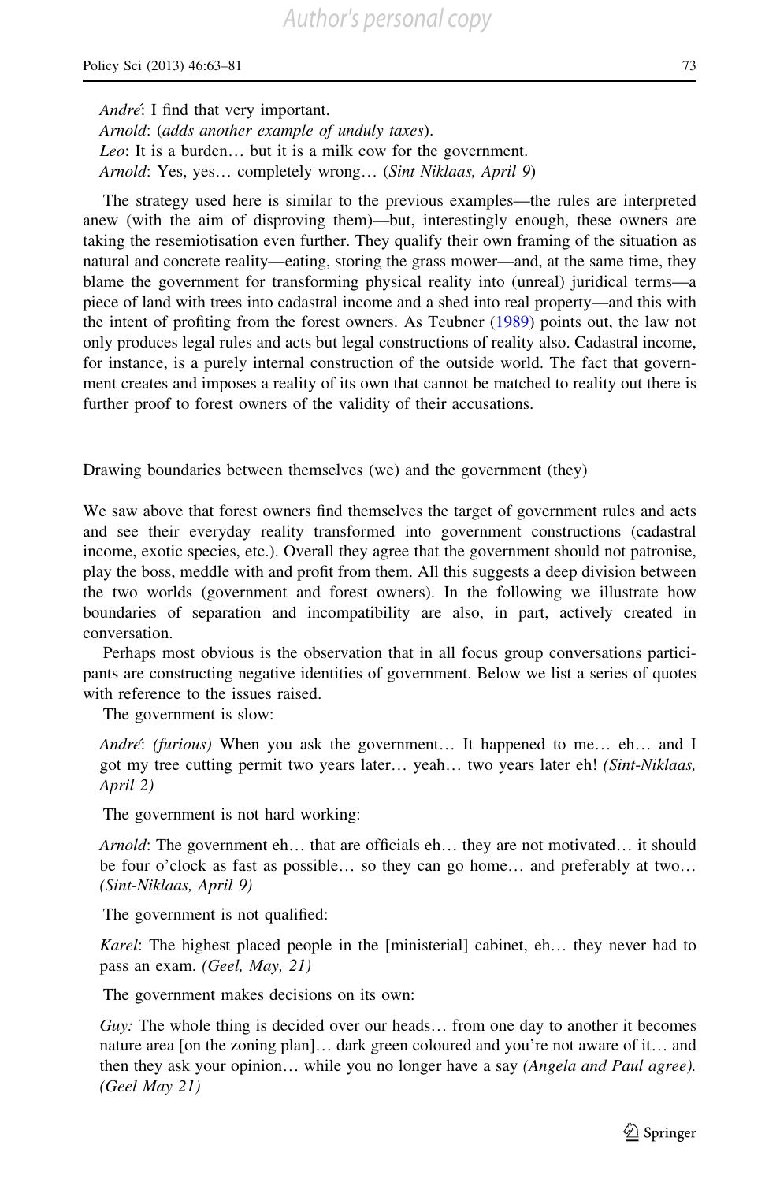*André*: I find that very important.
*Arnold*: (*adds another example of unduly taxes*).
*Leo*: It is a burden… but it is a milk cow for the government.
*Arnold*: Yes, yes… completely wrong… (*Sint Niklaas, April 9*)

The strategy used here is similar to the previous examples—the rules are interpreted anew (with the aim of disproving them)—but, interestingly enough, these owners are taking the resemiotisation even further. They qualify their own framing of the situation as natural and concrete reality—eating, storing the grass mower—and, at the same time, they blame the government for transforming physical reality into (unreal) juridical terms—a piece of land with trees into cadastral income and a shed into real property—and this with the intent of profiting from the forest owners. As Teubner (1989) points out, the law not only produces legal rules and acts but legal constructions of reality also. Cadastral income, for instance, is a purely internal construction of the outside world. The fact that government creates and imposes a reality of its own that cannot be matched to reality out there is further proof to forest owners of the validity of their accusations.

## Drawing boundaries between themselves (we) and the government (they)

We saw above that forest owners find themselves the target of government rules and acts and see their everyday reality transformed into government constructions (cadastral income, exotic species, etc.). Overall they agree that the government should not patronise, play the boss, meddle with and profit from them. All this suggests a deep division between the two worlds (government and forest owners). In the following we illustrate how boundaries of separation and incompatibility are also, in part, actively created in conversation.

Perhaps most obvious is the observation that in all focus group conversations participants are constructing negative identities of government. Below we list a series of quotes with reference to the issues raised.

The government is slow:

*André*: *(furious)* When you ask the government… It happened to me… eh… and I got my tree cutting permit two years later… yeah… two years later eh! *(Sint-Niklaas, April 2)*

The government is not hard working:

*Arnold*: The government eh… that are officials eh… they are not motivated… it should be four o'clock as fast as possible… so they can go home… and preferably at two… *(Sint-Niklaas, April 9)*

The government is not qualified:

*Karel*: The highest placed people in the [ministerial] cabinet, eh… they never had to pass an exam. *(Geel, May, 21)*

The government makes decisions on its own:

*Guy:* The whole thing is decided over our heads… from one day to another it becomes nature area [on the zoning plan]… dark green coloured and you're not aware of it… and then they ask your opinion… while you no longer have a say *(Angela and Paul agree). (Geel May 21)*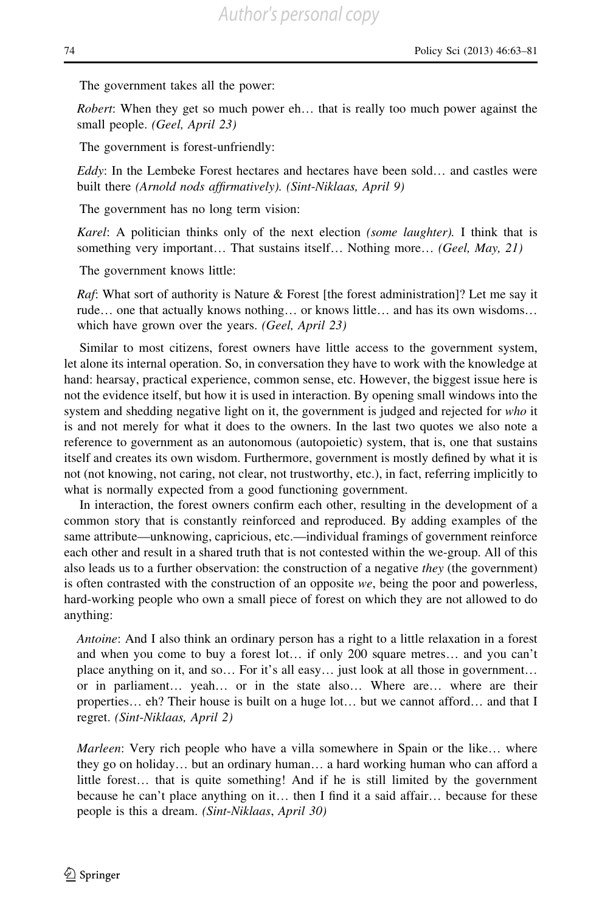The government takes all the power:

*Robert*: When they get so much power eh… that is really too much power against the small people. *(Geel, April 23)*

The government is forest-unfriendly:

*Eddy*: In the Lembeke Forest hectares and hectares have been sold… and castles were built there *(Arnold nods affirmatively). (Sint-Niklaas, April 9)*

The government has no long term vision:

*Karel*: A politician thinks only of the next election *(some laughter).* I think that is something very important… That sustains itself… Nothing more… *(Geel, May, 21)*

The government knows little:

*Raf*: What sort of authority is Nature & Forest [the forest administration]? Let me say it rude… one that actually knows nothing… or knows little… and has its own wisdoms… which have grown over the years. *(Geel, April 23)*

Similar to most citizens, forest owners have little access to the government system, let alone its internal operation. So, in conversation they have to work with the knowledge at hand: hearsay, practical experience, common sense, etc. However, the biggest issue here is not the evidence itself, but how it is used in interaction. By opening small windows into the system and shedding negative light on it, the government is judged and rejected for *who* it is and not merely for what it does to the owners. In the last two quotes we also note a reference to government as an autonomous (autopoietic) system, that is, one that sustains itself and creates its own wisdom. Furthermore, government is mostly defined by what it is not (not knowing, not caring, not clear, not trustworthy, etc.), in fact, referring implicitly to what is normally expected from a good functioning government.

In interaction, the forest owners confirm each other, resulting in the development of a common story that is constantly reinforced and reproduced. By adding examples of the same attribute—unknowing, capricious, etc.—individual framings of government reinforce each other and result in a shared truth that is not contested within the we-group. All of this also leads us to a further observation: the construction of a negative *they* (the government) is often contrasted with the construction of an opposite *we*, being the poor and powerless, hard-working people who own a small piece of forest on which they are not allowed to do anything:

*Antoine*: And I also think an ordinary person has a right to a little relaxation in a forest and when you come to buy a forest lot… if only 200 square metres… and you can't place anything on it, and so… For it's all easy… just look at all those in government… or in parliament… yeah… or in the state also… Where are… where are their properties… eh? Their house is built on a huge lot… but we cannot afford… and that I regret. *(Sint-Niklaas, April 2)*

*Marleen*: Very rich people who have a villa somewhere in Spain or the like… where they go on holiday… but an ordinary human… a hard working human who can afford a little forest… that is quite something! And if he is still limited by the government because he can't place anything on it… then I find it a said affair… because for these people is this a dream. *(Sint-Niklaas, April 30)*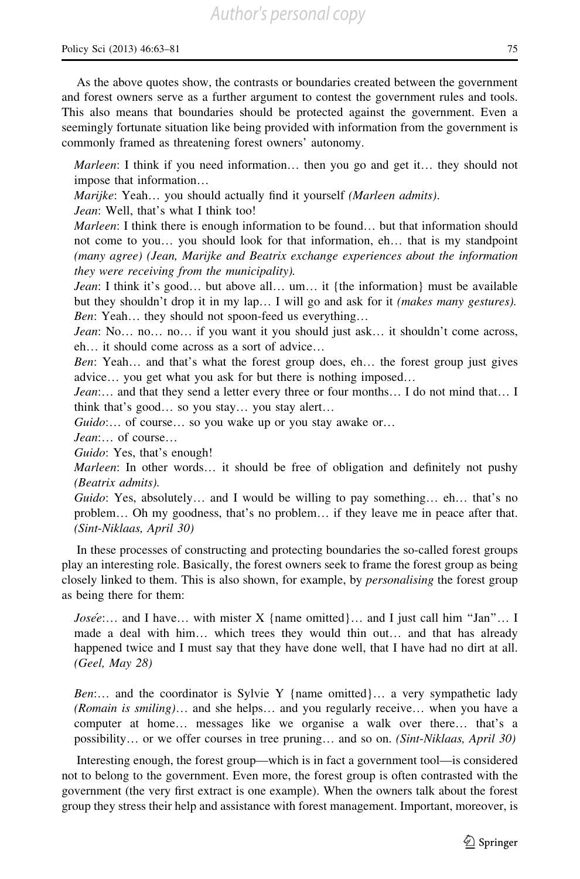As the above quotes show, the contrasts or boundaries created between the government and forest owners serve as a further argument to contest the government rules and tools. This also means that boundaries should be protected against the government. Even a seemingly fortunate situation like being provided with information from the government is commonly framed as threatening forest owners' autonomy.

> *Marleen*: I think if you need information… then you go and get it… they should not impose that information…
>
> *Marijke*: Yeah… you should actually find it yourself *(Marleen admits)*.
>
> *Jean*: Well, that's what I think too!
>
> *Marleen*: I think there is enough information to be found… but that information should not come to you… you should look for that information, eh… that is my standpoint *(many agree) (Jean, Marijke and Beatrix exchange experiences about the information they were receiving from the municipality)*.
>
> *Jean*: I think it's good… but above all… um… it {the information} must be available but they shouldn't drop it in my lap… I will go and ask for it *(makes many gestures)*.
>
> *Ben*: Yeah… they should not spoon-feed us everything…
>
> *Jean*: No… no… no… if you want it you should just ask… it shouldn't come across, eh… it should come across as a sort of advice…
>
> *Ben*: Yeah… and that's what the forest group does, eh… the forest group just gives advice… you get what you ask for but there is nothing imposed…
>
> *Jean*:… and that they send a letter every three or four months… I do not mind that… I think that's good… so you stay… you stay alert…
>
> *Guido*:… of course… so you wake up or you stay awake or…
>
> *Jean*:… of course…
>
> *Guido*: Yes, that's enough!
>
> *Marleen*: In other words… it should be free of obligation and definitely not pushy *(Beatrix admits)*.
>
> *Guido*: Yes, absolutely… and I would be willing to pay something… eh… that's no problem… Oh my goodness, that's no problem… if they leave me in peace after that. *(Sint-Niklaas, April 30)*

In these processes of constructing and protecting boundaries the so-called forest groups play an interesting role. Basically, the forest owners seek to frame the forest group as being closely linked to them. This is also shown, for example, by *personalising* the forest group as being there for them:

> *Josée*:… and I have… with mister X {name omitted}… and I just call him "Jan"… I made a deal with him… which trees they would thin out… and that has already happened twice and I must say that they have done well, that I have had no dirt at all. *(Geel, May 28)*

> *Ben*:… and the coordinator is Sylvie Y {name omitted}… a very sympathetic lady *(Romain is smiling)*… and she helps… and you regularly receive… when you have a computer at home… messages like we organise a walk over there… that's a possibility… or we offer courses in tree pruning… and so on. *(Sint-Niklaas, April 30)*

Interesting enough, the forest group—which is in fact a government tool—is considered not to belong to the government. Even more, the forest group is often contrasted with the government (the very first extract is one example). When the owners talk about the forest group they stress their help and assistance with forest management. Important, moreover, is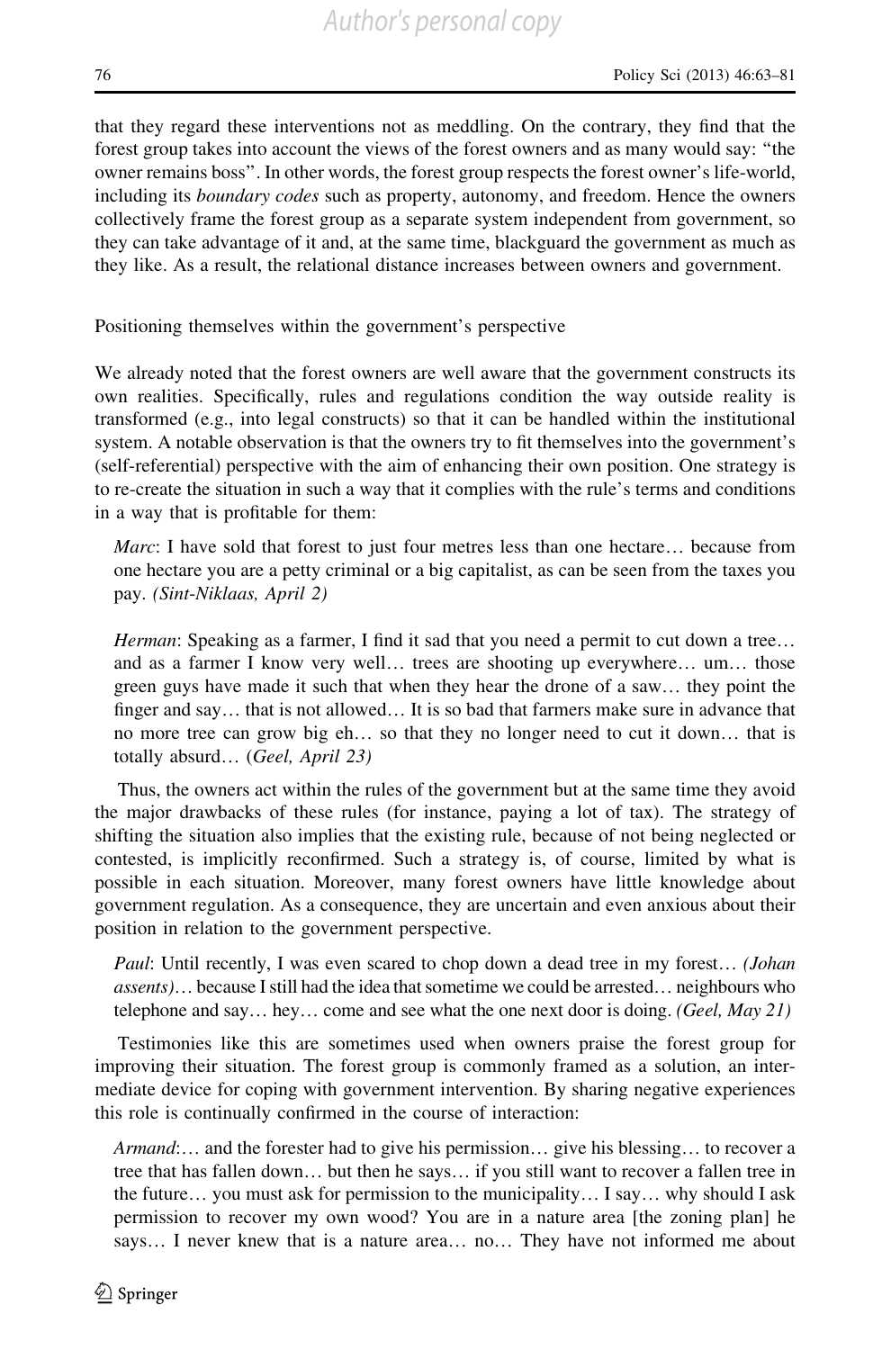that they regard these interventions not as meddling. On the contrary, they find that the forest group takes into account the views of the forest owners and as many would say: "the owner remains boss". In other words, the forest group respects the forest owner's life-world, including its *boundary codes* such as property, autonomy, and freedom. Hence the owners collectively frame the forest group as a separate system independent from government, so they can take advantage of it and, at the same time, blackguard the government as much as they like. As a result, the relational distance increases between owners and government.

## Positioning themselves within the government's perspective

We already noted that the forest owners are well aware that the government constructs its own realities. Specifically, rules and regulations condition the way outside reality is transformed (e.g., into legal constructs) so that it can be handled within the institutional system. A notable observation is that the owners try to fit themselves into the government's (self-referential) perspective with the aim of enhancing their own position. One strategy is to re-create the situation in such a way that it complies with the rule's terms and conditions in a way that is profitable for them:

> *Marc*: I have sold that forest to just four metres less than one hectare… because from one hectare you are a petty criminal or a big capitalist, as can be seen from the taxes you pay. *(Sint-Niklaas, April 2)*

> *Herman*: Speaking as a farmer, I find it sad that you need a permit to cut down a tree… and as a farmer I know very well… trees are shooting up everywhere… um… those green guys have made it such that when they hear the drone of a saw… they point the finger and say… that is not allowed… It is so bad that farmers make sure in advance that no more tree can grow big eh… so that they no longer need to cut it down… that is totally absurd… (*Geel, April 23)*

Thus, the owners act within the rules of the government but at the same time they avoid the major drawbacks of these rules (for instance, paying a lot of tax). The strategy of shifting the situation also implies that the existing rule, because of not being neglected or contested, is implicitly reconfirmed. Such a strategy is, of course, limited by what is possible in each situation. Moreover, many forest owners have little knowledge about government regulation. As a consequence, they are uncertain and even anxious about their position in relation to the government perspective.

> *Paul*: Until recently, I was even scared to chop down a dead tree in my forest… *(Johan assents)*… because I still had the idea that sometime we could be arrested… neighbours who telephone and say… hey… come and see what the one next door is doing. *(Geel, May 21)*

Testimonies like this are sometimes used when owners praise the forest group for improving their situation. The forest group is commonly framed as a solution, an intermediate device for coping with government intervention. By sharing negative experiences this role is continually confirmed in the course of interaction:

> *Armand*:… and the forester had to give his permission… give his blessing… to recover a tree that has fallen down… but then he says… if you still want to recover a fallen tree in the future… you must ask for permission to the municipality… I say… why should I ask permission to recover my own wood? You are in a nature area [the zoning plan] he says… I never knew that is a nature area… no… They have not informed me about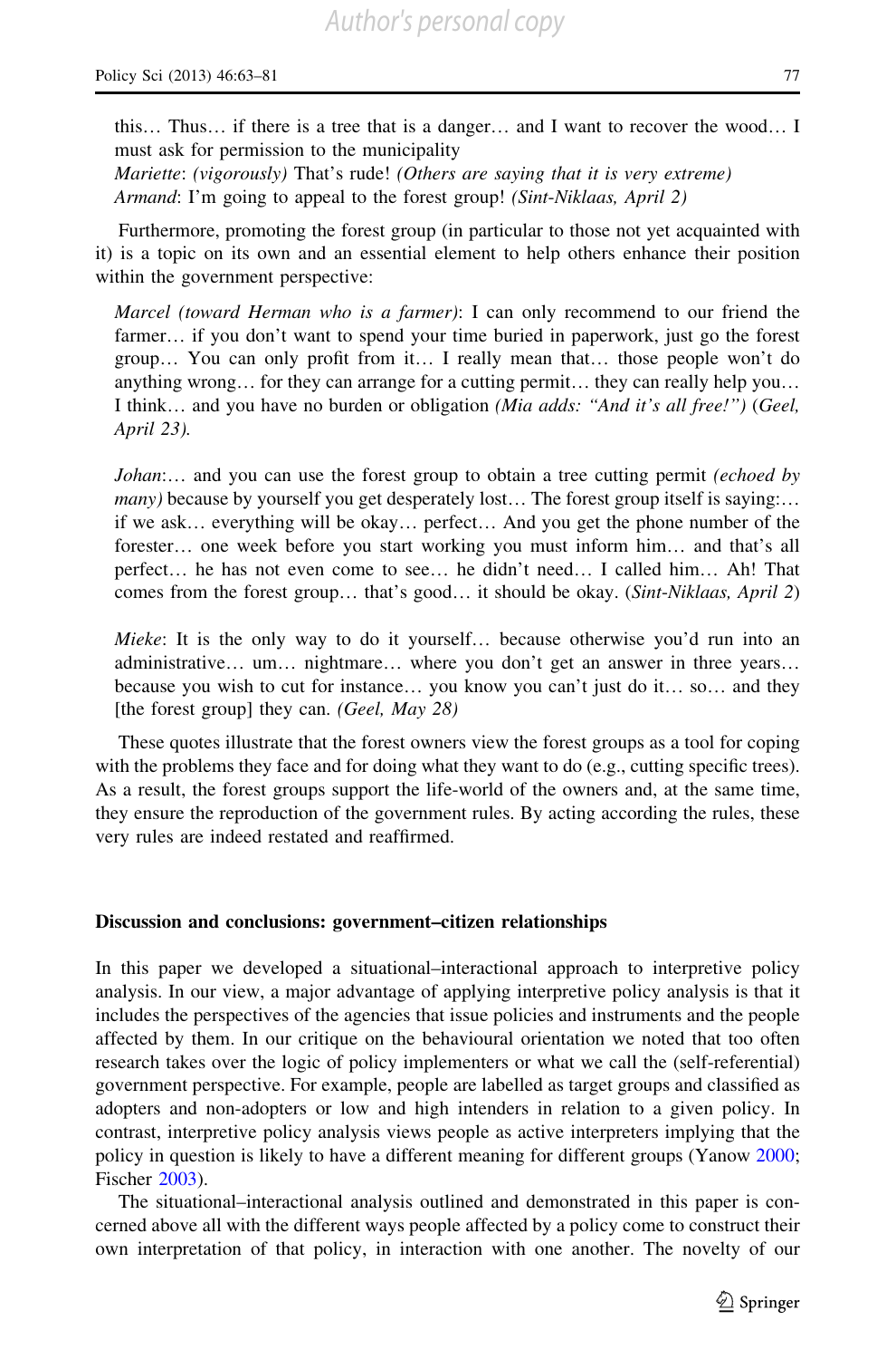this… Thus… if there is a tree that is a danger… and I want to recover the wood… I must ask for permission to the municipality

*Mariette*: *(vigorously)* That's rude! *(Others are saying that it is very extreme)*

*Armand*: I'm going to appeal to the forest group! *(Sint-Niklaas, April 2)*

Furthermore, promoting the forest group (in particular to those not yet acquainted with it) is a topic on its own and an essential element to help others enhance their position within the government perspective:

> *Marcel (toward Herman who is a farmer)*: I can only recommend to our friend the farmer… if you don't want to spend your time buried in paperwork, just go the forest group… You can only profit from it… I really mean that… those people won't do anything wrong… for they can arrange for a cutting permit… they can really help you… I think… and you have no burden or obligation *(Mia adds: "And it's all free!")* (*Geel, April 23*).

> *Johan*:… and you can use the forest group to obtain a tree cutting permit *(echoed by many)* because by yourself you get desperately lost… The forest group itself is saying:… if we ask… everything will be okay… perfect… And you get the phone number of the forester… one week before you start working you must inform him… and that's all perfect… he has not even come to see… he didn't need… I called him… Ah! That comes from the forest group… that's good… it should be okay. (*Sint-Niklaas, April 2*)

> *Mieke*: It is the only way to do it yourself… because otherwise you'd run into an administrative… um… nightmare… where you don't get an answer in three years… because you wish to cut for instance… you know you can't just do it… so… and they [the forest group] they can. *(Geel, May 28)*

These quotes illustrate that the forest owners view the forest groups as a tool for coping with the problems they face and for doing what they want to do (e.g., cutting specific trees). As a result, the forest groups support the life-world of the owners and, at the same time, they ensure the reproduction of the government rules. By acting according the rules, these very rules are indeed restated and reaffirmed.

## Discussion and conclusions: government–citizen relationships

In this paper we developed a situational–interactional approach to interpretive policy analysis. In our view, a major advantage of applying interpretive policy analysis is that it includes the perspectives of the agencies that issue policies and instruments and the people affected by them. In our critique on the behavioural orientation we noted that too often research takes over the logic of policy implementers or what we call the (self-referential) government perspective. For example, people are labelled as target groups and classified as adopters and non-adopters or low and high intenders in relation to a given policy. In contrast, interpretive policy analysis views people as active interpreters implying that the policy in question is likely to have a different meaning for different groups (Yanow 2000; Fischer 2003).

The situational–interactional analysis outlined and demonstrated in this paper is concerned above all with the different ways people affected by a policy come to construct their own interpretation of that policy, in interaction with one another. The novelty of our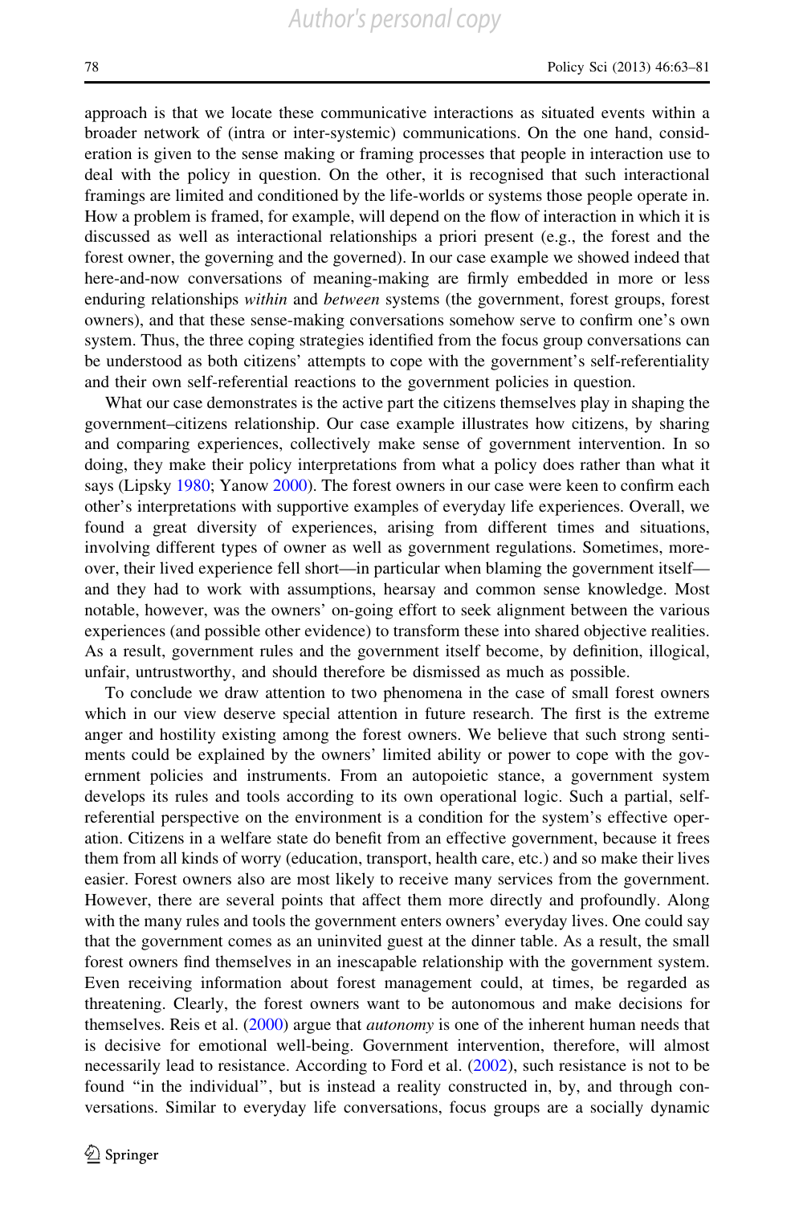approach is that we locate these communicative interactions as situated events within a broader network of (intra or inter-systemic) communications. On the one hand, consideration is given to the sense making or framing processes that people in interaction use to deal with the policy in question. On the other, it is recognised that such interactional framings are limited and conditioned by the life-worlds or systems those people operate in. How a problem is framed, for example, will depend on the flow of interaction in which it is discussed as well as interactional relationships a priori present (e.g., the forest and the forest owner, the governing and the governed). In our case example we showed indeed that here-and-now conversations of meaning-making are firmly embedded in more or less enduring relationships *within* and *between* systems (the government, forest groups, forest owners), and that these sense-making conversations somehow serve to confirm one's own system. Thus, the three coping strategies identified from the focus group conversations can be understood as both citizens' attempts to cope with the government's self-referentiality and their own self-referential reactions to the government policies in question.

What our case demonstrates is the active part the citizens themselves play in shaping the government–citizens relationship. Our case example illustrates how citizens, by sharing and comparing experiences, collectively make sense of government intervention. In so doing, they make their policy interpretations from what a policy does rather than what it says (Lipsky 1980; Yanow 2000). The forest owners in our case were keen to confirm each other's interpretations with supportive examples of everyday life experiences. Overall, we found a great diversity of experiences, arising from different times and situations, involving different types of owner as well as government regulations. Sometimes, moreover, their lived experience fell short—in particular when blaming the government itself—and they had to work with assumptions, hearsay and common sense knowledge. Most notable, however, was the owners' on-going effort to seek alignment between the various experiences (and possible other evidence) to transform these into shared objective realities. As a result, government rules and the government itself become, by definition, illogical, unfair, untrustworthy, and should therefore be dismissed as much as possible.

To conclude we draw attention to two phenomena in the case of small forest owners which in our view deserve special attention in future research. The first is the extreme anger and hostility existing among the forest owners. We believe that such strong sentiments could be explained by the owners' limited ability or power to cope with the government policies and instruments. From an autopoietic stance, a government system develops its rules and tools according to its own operational logic. Such a partial, self-referential perspective on the environment is a condition for the system's effective operation. Citizens in a welfare state do benefit from an effective government, because it frees them from all kinds of worry (education, transport, health care, etc.) and so make their lives easier. Forest owners also are most likely to receive many services from the government. However, there are several points that affect them more directly and profoundly. Along with the many rules and tools the government enters owners' everyday lives. One could say that the government comes as an uninvited guest at the dinner table. As a result, the small forest owners find themselves in an inescapable relationship with the government system. Even receiving information about forest management could, at times, be regarded as threatening. Clearly, the forest owners want to be autonomous and make decisions for themselves. Reis et al. (2000) argue that *autonomy* is one of the inherent human needs that is decisive for emotional well-being. Government intervention, therefore, will almost necessarily lead to resistance. According to Ford et al. (2002), such resistance is not to be found "in the individual", but is instead a reality constructed in, by, and through conversations. Similar to everyday life conversations, focus groups are a socially dynamic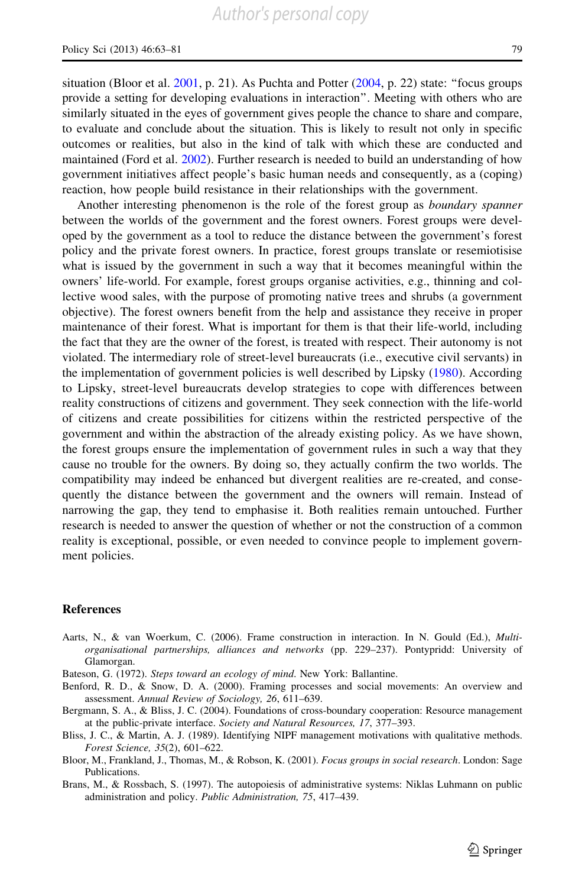situation (Bloor et al. 2001, p. 21). As Puchta and Potter (2004, p. 22) state: "focus groups provide a setting for developing evaluations in interaction". Meeting with others who are similarly situated in the eyes of government gives people the chance to share and compare, to evaluate and conclude about the situation. This is likely to result not only in specific outcomes or realities, but also in the kind of talk with which these are conducted and maintained (Ford et al. 2002). Further research is needed to build an understanding of how government initiatives affect people's basic human needs and consequently, as a (coping) reaction, how people build resistance in their relationships with the government.

Another interesting phenomenon is the role of the forest group as *boundary spanner* between the worlds of the government and the forest owners. Forest groups were developed by the government as a tool to reduce the distance between the government's forest policy and the private forest owners. In practice, forest groups translate or resemiotisise what is issued by the government in such a way that it becomes meaningful within the owners' life-world. For example, forest groups organise activities, e.g., thinning and collective wood sales, with the purpose of promoting native trees and shrubs (a government objective). The forest owners benefit from the help and assistance they receive in proper maintenance of their forest. What is important for them is that their life-world, including the fact that they are the owner of the forest, is treated with respect. Their autonomy is not violated. The intermediary role of street-level bureaucrats (i.e., executive civil servants) in the implementation of government policies is well described by Lipsky (1980). According to Lipsky, street-level bureaucrats develop strategies to cope with differences between reality constructions of citizens and government. They seek connection with the life-world of citizens and create possibilities for citizens within the restricted perspective of the government and within the abstraction of the already existing policy. As we have shown, the forest groups ensure the implementation of government rules in such a way that they cause no trouble for the owners. By doing so, they actually confirm the two worlds. The compatibility may indeed be enhanced but divergent realities are re-created, and consequently the distance between the government and the owners will remain. Instead of narrowing the gap, they tend to emphasise it. Both realities remain untouched. Further research is needed to answer the question of whether or not the construction of a common reality is exceptional, possible, or even needed to convince people to implement government policies.

## References

Aarts, N., & van Woerkum, C. (2006). Frame construction in interaction. In N. Gould (Ed.), *Multi-organisational partnerships, alliances and networks* (pp. 229–237). Pontypridd: University of Glamorgan.

Bateson, G. (1972). *Steps toward an ecology of mind*. New York: Ballantine.

Benford, R. D., & Snow, D. A. (2000). Framing processes and social movements: An overview and assessment. *Annual Review of Sociology, 26*, 611–639.

Bergmann, S. A., & Bliss, J. C. (2004). Foundations of cross-boundary cooperation: Resource management at the public-private interface. *Society and Natural Resources, 17*, 377–393.

Bliss, J. C., & Martin, A. J. (1989). Identifying NIPF management motivations with qualitative methods. *Forest Science, 35*(2), 601–622.

Bloor, M., Frankland, J., Thomas, M., & Robson, K. (2001). *Focus groups in social research*. London: Sage Publications.

Brans, M., & Rossbach, S. (1997). The autopoiesis of administrative systems: Niklas Luhmann on public administration and policy. *Public Administration, 75*, 417–439.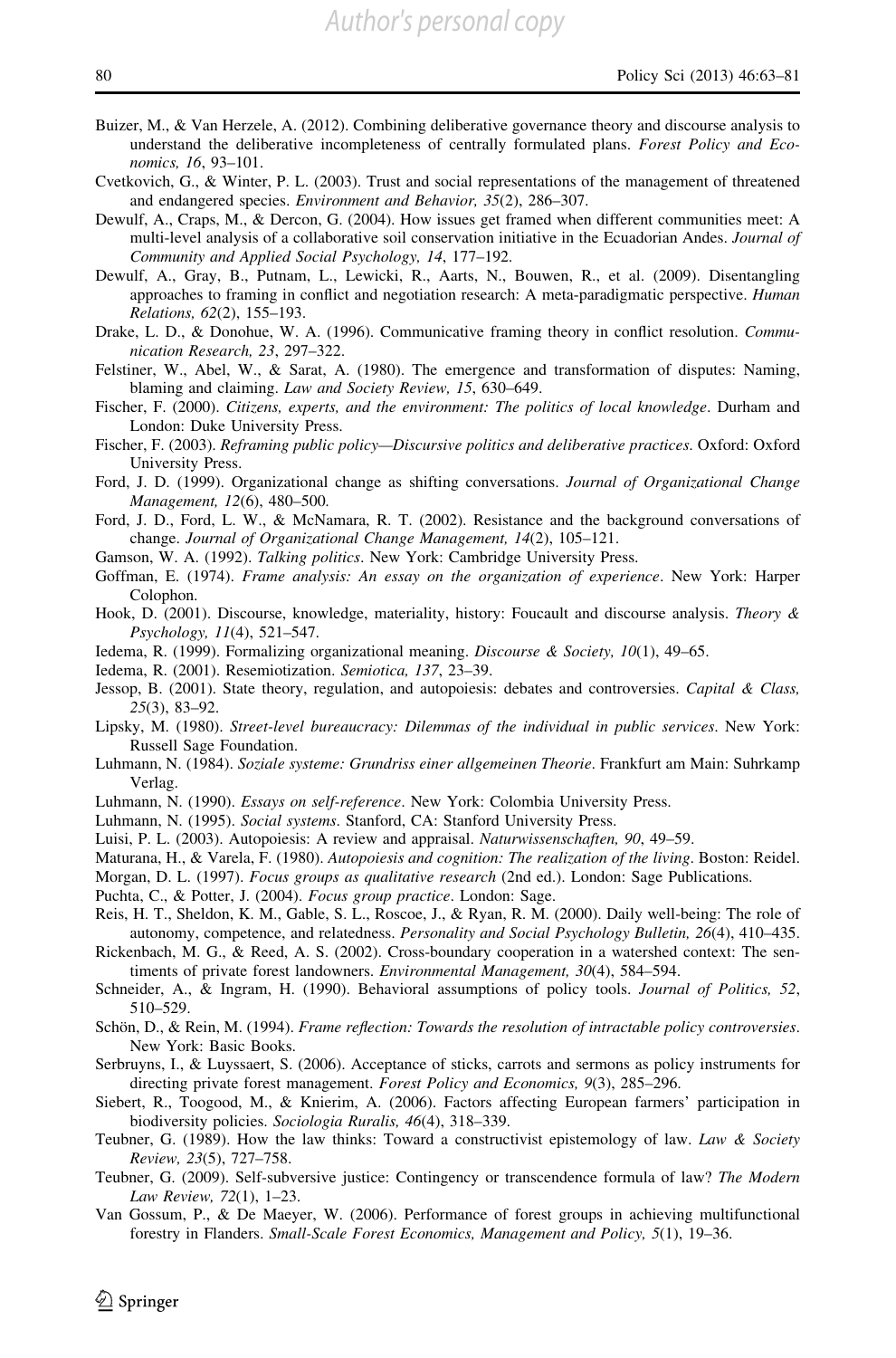Buizer, M., & Van Herzele, A. (2012). Combining deliberative governance theory and discourse analysis to understand the deliberative incompleteness of centrally formulated plans. *Forest Policy and Economics, 16*, 93–101.

Cvetkovich, G., & Winter, P. L. (2003). Trust and social representations of the management of threatened and endangered species. *Environment and Behavior, 35*(2), 286–307.

Dewulf, A., Craps, M., & Dercon, G. (2004). How issues get framed when different communities meet: A multi-level analysis of a collaborative soil conservation initiative in the Ecuadorian Andes. *Journal of Community and Applied Social Psychology, 14*, 177–192.

Dewulf, A., Gray, B., Putnam, L., Lewicki, R., Aarts, N., Bouwen, R., et al. (2009). Disentangling approaches to framing in conflict and negotiation research: A meta-paradigmatic perspective. *Human Relations, 62*(2), 155–193.

Drake, L. D., & Donohue, W. A. (1996). Communicative framing theory in conflict resolution. *Communication Research, 23*, 297–322.

Felstiner, W., Abel, W., & Sarat, A. (1980). The emergence and transformation of disputes: Naming, blaming and claiming. *Law and Society Review, 15*, 630–649.

Fischer, F. (2000). *Citizens, experts, and the environment: The politics of local knowledge*. Durham and London: Duke University Press.

Fischer, F. (2003). *Reframing public policy—Discursive politics and deliberative practices*. Oxford: Oxford University Press.

Ford, J. D. (1999). Organizational change as shifting conversations. *Journal of Organizational Change Management, 12*(6), 480–500.

Ford, J. D., Ford, L. W., & McNamara, R. T. (2002). Resistance and the background conversations of change. *Journal of Organizational Change Management, 14*(2), 105–121.

Gamson, W. A. (1992). *Talking politics*. New York: Cambridge University Press.

Goffman, E. (1974). *Frame analysis: An essay on the organization of experience*. New York: Harper Colophon.

Hook, D. (2001). Discourse, knowledge, materiality, history: Foucault and discourse analysis. *Theory & Psychology, 11*(4), 521–547.

Iedema, R. (1999). Formalizing organizational meaning. *Discourse & Society, 10*(1), 49–65.

Iedema, R. (2001). Resemiotization. *Semiotica, 137*, 23–39.

Jessop, B. (2001). State theory, regulation, and autopoiesis: debates and controversies. *Capital & Class, 25*(3), 83–92.

Lipsky, M. (1980). *Street-level bureaucracy: Dilemmas of the individual in public services*. New York: Russell Sage Foundation.

Luhmann, N. (1984). *Soziale systeme: Grundriss einer allgemeinen Theorie*. Frankfurt am Main: Suhrkamp Verlag.

Luhmann, N. (1990). *Essays on self-reference*. New York: Colombia University Press.

Luhmann, N. (1995). *Social systems*. Stanford, CA: Stanford University Press.

Luisi, P. L. (2003). Autopoiesis: A review and appraisal. *Naturwissenschaften, 90*, 49–59.

Maturana, H., & Varela, F. (1980). *Autopoiesis and cognition: The realization of the living*. Boston: Reidel.

Morgan, D. L. (1997). *Focus groups as qualitative research* (2nd ed.). London: Sage Publications.

Puchta, C., & Potter, J. (2004). *Focus group practice*. London: Sage.

Reis, H. T., Sheldon, K. M., Gable, S. L., Roscoe, J., & Ryan, R. M. (2000). Daily well-being: The role of autonomy, competence, and relatedness. *Personality and Social Psychology Bulletin, 26*(4), 410–435.

Rickenbach, M. G., & Reed, A. S. (2002). Cross-boundary cooperation in a watershed context: The sentiments of private forest landowners. *Environmental Management, 30*(4), 584–594.

Schneider, A., & Ingram, H. (1990). Behavioral assumptions of policy tools. *Journal of Politics, 52*, 510–529.

Schön, D., & Rein, M. (1994). *Frame reflection: Towards the resolution of intractable policy controversies*. New York: Basic Books.

Serbruyns, I., & Luyssaert, S. (2006). Acceptance of sticks, carrots and sermons as policy instruments for directing private forest management. *Forest Policy and Economics, 9*(3), 285–296.

Siebert, R., Toogood, M., & Knierim, A. (2006). Factors affecting European farmers' participation in biodiversity policies. *Sociologia Ruralis, 46*(4), 318–339.

Teubner, G. (1989). How the law thinks: Toward a constructivist epistemology of law. *Law & Society Review, 23*(5), 727–758.

Teubner, G. (2009). Self-subversive justice: Contingency or transcendence formula of law? *The Modern Law Review, 72*(1), 1–23.

Van Gossum, P., & De Maeyer, W. (2006). Performance of forest groups in achieving multifunctional forestry in Flanders. *Small-Scale Forest Economics, Management and Policy, 5*(1), 19–36.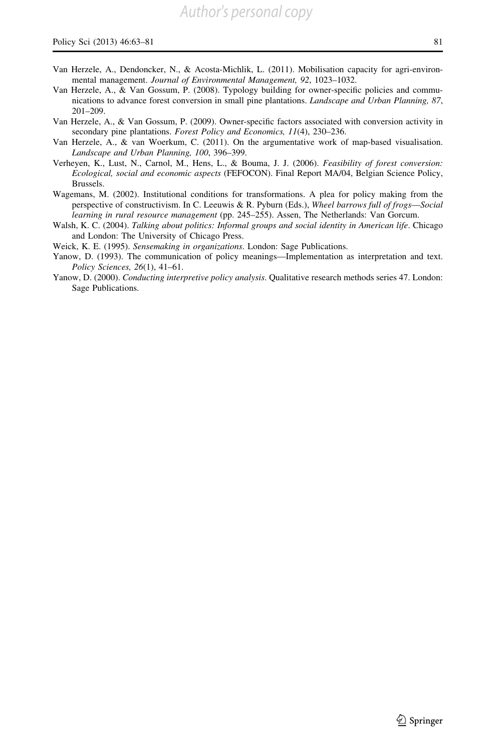Van Herzele, A., Dendoncker, N., & Acosta-Michlik, L. (2011). Mobilisation capacity for agri-environmental management. *Journal of Environmental Management, 92*, 1023–1032.

Van Herzele, A., & Van Gossum, P. (2008). Typology building for owner-specific policies and communications to advance forest conversion in small pine plantations. *Landscape and Urban Planning, 87*, 201–209.

Van Herzele, A., & Van Gossum, P. (2009). Owner-specific factors associated with conversion activity in secondary pine plantations. *Forest Policy and Economics, 11*(4), 230–236.

Van Herzele, A., & van Woerkum, C. (2011). On the argumentative work of map-based visualisation. *Landscape and Urban Planning, 100*, 396–399.

Verheyen, K., Lust, N., Carnol, M., Hens, L., & Bouma, J. J. (2006). *Feasibility of forest conversion: Ecological, social and economic aspects* (FEFOCON). Final Report MA/04, Belgian Science Policy, Brussels.

Wagemans, M. (2002). Institutional conditions for transformations. A plea for policy making from the perspective of constructivism. In C. Leeuwis & R. Pyburn (Eds.), *Wheel barrows full of frogs—Social learning in rural resource management* (pp. 245–255). Assen, The Netherlands: Van Gorcum.

Walsh, K. C. (2004). *Talking about politics: Informal groups and social identity in American life*. Chicago and London: The University of Chicago Press.

Weick, K. E. (1995). *Sensemaking in organizations*. London: Sage Publications.

Yanow, D. (1993). The communication of policy meanings—Implementation as interpretation and text. *Policy Sciences, 26*(1), 41–61.

Yanow, D. (2000). *Conducting interpretive policy analysis*. Qualitative research methods series 47. London: Sage Publications.